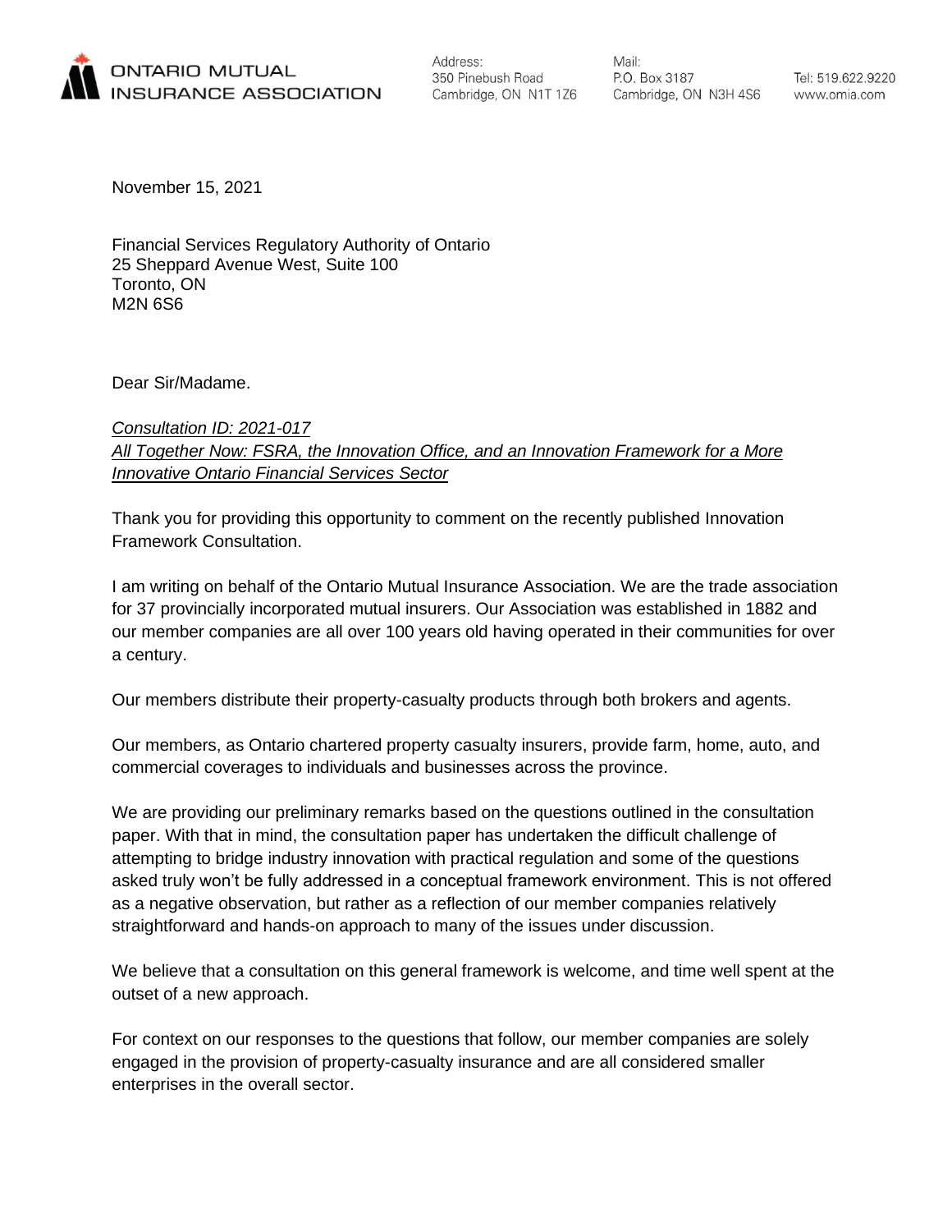ONTARIO MUTUAL INSURANCE ASSOCIATION

Address:
350 Pinebush Road
Cambridge, ON N1T 1Z6

Mail:
P.O. Box 3187
Cambridge, ON N3H 4S6

Tel: 519.622.9220
www.omia.com

November 15, 2021

Financial Services Regulatory Authority of Ontario
25 Sheppard Avenue West, Suite 100
Toronto, ON
M2N 6S6

Dear Sir/Madame.

*Consultation ID: 2021-017*
*All Together Now: FSRA, the Innovation Office, and an Innovation Framework for a More Innovative Ontario Financial Services Sector*

Thank you for providing this opportunity to comment on the recently published Innovation Framework Consultation.

I am writing on behalf of the Ontario Mutual Insurance Association. We are the trade association for 37 provincially incorporated mutual insurers. Our Association was established in 1882 and our member companies are all over 100 years old having operated in their communities for over a century.

Our members distribute their property-casualty products through both brokers and agents.

Our members, as Ontario chartered property casualty insurers, provide farm, home, auto, and commercial coverages to individuals and businesses across the province.

We are providing our preliminary remarks based on the questions outlined in the consultation paper. With that in mind, the consultation paper has undertaken the difficult challenge of attempting to bridge industry innovation with practical regulation and some of the questions asked truly won't be fully addressed in a conceptual framework environment. This is not offered as a negative observation, but rather as a reflection of our member companies relatively straightforward and hands-on approach to many of the issues under discussion.

We believe that a consultation on this general framework is welcome, and time well spent at the outset of a new approach.

For context on our responses to the questions that follow, our member companies are solely engaged in the provision of property-casualty insurance and are all considered smaller enterprises in the overall sector.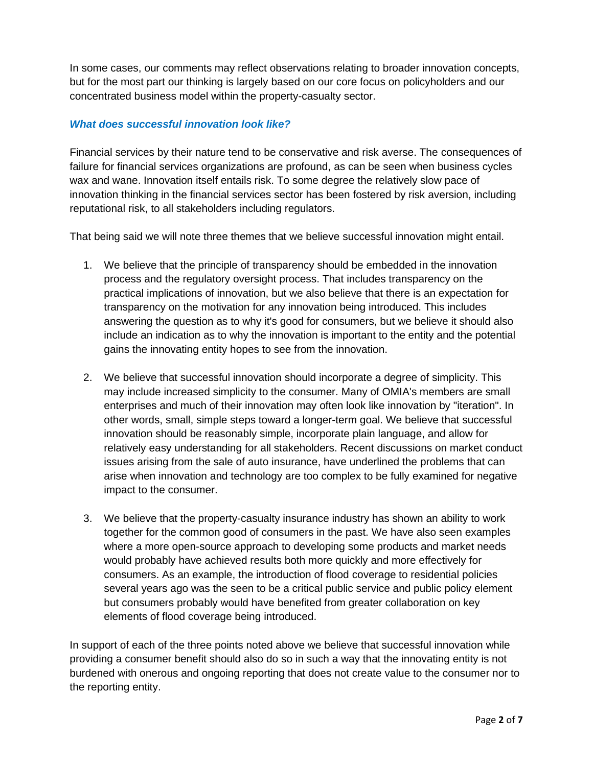In some cases, our comments may reflect observations relating to broader innovation concepts, but for the most part our thinking is largely based on our core focus on policyholders and our concentrated business model within the property-casualty sector.

### *What does successful innovation look like?*

Financial services by their nature tend to be conservative and risk averse. The consequences of failure for financial services organizations are profound, as can be seen when business cycles wax and wane. Innovation itself entails risk. To some degree the relatively slow pace of innovation thinking in the financial services sector has been fostered by risk aversion, including reputational risk, to all stakeholders including regulators.

That being said we will note three themes that we believe successful innovation might entail.

1. We believe that the principle of transparency should be embedded in the innovation process and the regulatory oversight process. That includes transparency on the practical implications of innovation, but we also believe that there is an expectation for transparency on the motivation for any innovation being introduced. This includes answering the question as to why it's good for consumers, but we believe it should also include an indication as to why the innovation is important to the entity and the potential gains the innovating entity hopes to see from the innovation.

2. We believe that successful innovation should incorporate a degree of simplicity. This may include increased simplicity to the consumer. Many of OMIA's members are small enterprises and much of their innovation may often look like innovation by "iteration". In other words, small, simple steps toward a longer-term goal. We believe that successful innovation should be reasonably simple, incorporate plain language, and allow for relatively easy understanding for all stakeholders. Recent discussions on market conduct issues arising from the sale of auto insurance, have underlined the problems that can arise when innovation and technology are too complex to be fully examined for negative impact to the consumer.

3. We believe that the property-casualty insurance industry has shown an ability to work together for the common good of consumers in the past. We have also seen examples where a more open-source approach to developing some products and market needs would probably have achieved results both more quickly and more effectively for consumers. As an example, the introduction of flood coverage to residential policies several years ago was the seen to be a critical public service and public policy element but consumers probably would have benefited from greater collaboration on key elements of flood coverage being introduced.

In support of each of the three points noted above we believe that successful innovation while providing a consumer benefit should also do so in such a way that the innovating entity is not burdened with onerous and ongoing reporting that does not create value to the consumer nor to the reporting entity.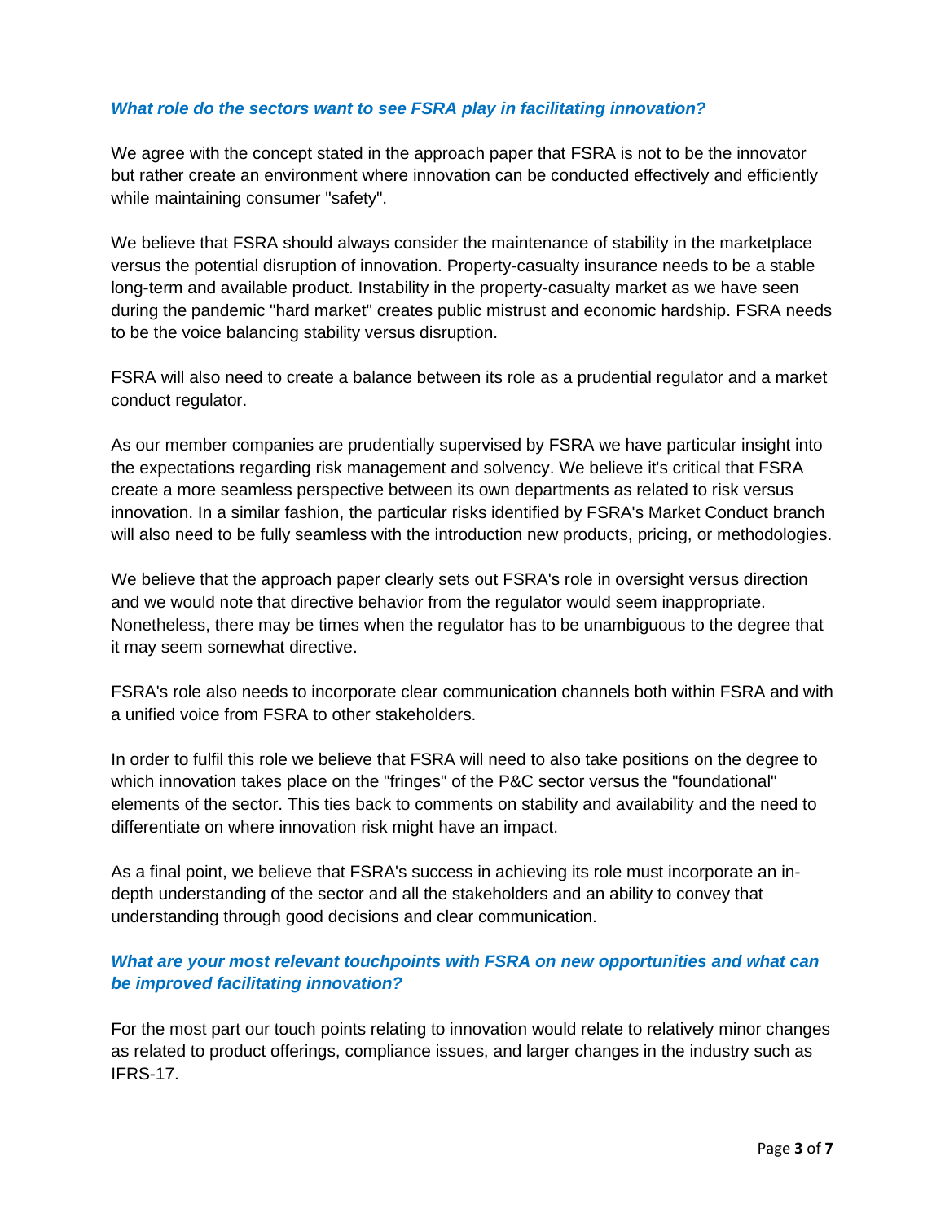### *What role do the sectors want to see FSRA play in facilitating innovation?*

We agree with the concept stated in the approach paper that FSRA is not to be the innovator but rather create an environment where innovation can be conducted effectively and efficiently while maintaining consumer "safety".

We believe that FSRA should always consider the maintenance of stability in the marketplace versus the potential disruption of innovation. Property-casualty insurance needs to be a stable long-term and available product. Instability in the property-casualty market as we have seen during the pandemic "hard market" creates public mistrust and economic hardship. FSRA needs to be the voice balancing stability versus disruption.

FSRA will also need to create a balance between its role as a prudential regulator and a market conduct regulator.

As our member companies are prudentially supervised by FSRA we have particular insight into the expectations regarding risk management and solvency. We believe it's critical that FSRA create a more seamless perspective between its own departments as related to risk versus innovation. In a similar fashion, the particular risks identified by FSRA's Market Conduct branch will also need to be fully seamless with the introduction new products, pricing, or methodologies.

We believe that the approach paper clearly sets out FSRA's role in oversight versus direction and we would note that directive behavior from the regulator would seem inappropriate. Nonetheless, there may be times when the regulator has to be unambiguous to the degree that it may seem somewhat directive.

FSRA's role also needs to incorporate clear communication channels both within FSRA and with a unified voice from FSRA to other stakeholders.

In order to fulfil this role we believe that FSRA will need to also take positions on the degree to which innovation takes place on the "fringes" of the P&C sector versus the "foundational" elements of the sector. This ties back to comments on stability and availability and the need to differentiate on where innovation risk might have an impact.

As a final point, we believe that FSRA's success in achieving its role must incorporate an in-depth understanding of the sector and all the stakeholders and an ability to convey that understanding through good decisions and clear communication.

### *What are your most relevant touchpoints with FSRA on new opportunities and what can be improved facilitating innovation?*

For the most part our touch points relating to innovation would relate to relatively minor changes as related to product offerings, compliance issues, and larger changes in the industry such as IFRS-17.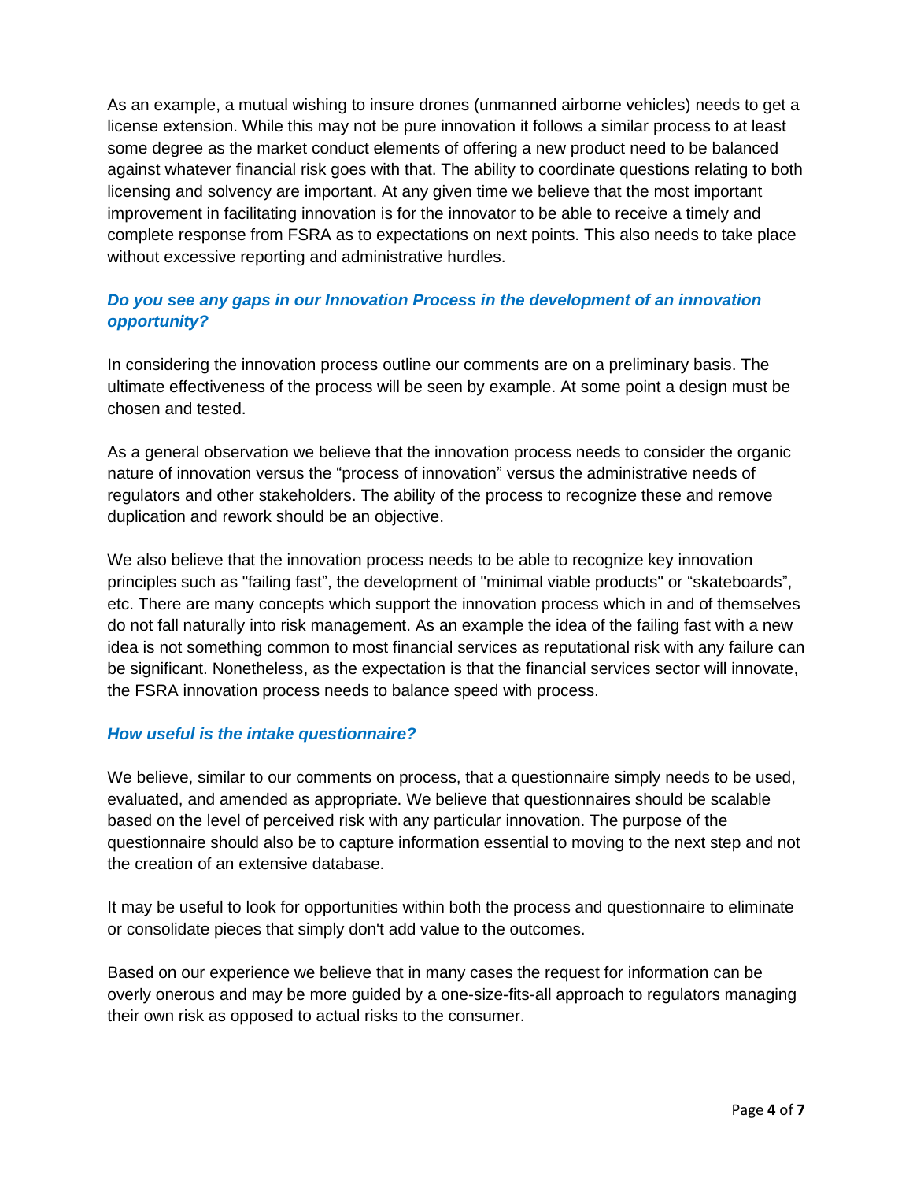As an example, a mutual wishing to insure drones (unmanned airborne vehicles) needs to get a license extension. While this may not be pure innovation it follows a similar process to at least some degree as the market conduct elements of offering a new product need to be balanced against whatever financial risk goes with that. The ability to coordinate questions relating to both licensing and solvency are important. At any given time we believe that the most important improvement in facilitating innovation is for the innovator to be able to receive a timely and complete response from FSRA as to expectations on next points. This also needs to take place without excessive reporting and administrative hurdles.

### *Do you see any gaps in our Innovation Process in the development of an innovation opportunity?*

In considering the innovation process outline our comments are on a preliminary basis. The ultimate effectiveness of the process will be seen by example. At some point a design must be chosen and tested.

As a general observation we believe that the innovation process needs to consider the organic nature of innovation versus the "process of innovation" versus the administrative needs of regulators and other stakeholders. The ability of the process to recognize these and remove duplication and rework should be an objective.

We also believe that the innovation process needs to be able to recognize key innovation principles such as "failing fast", the development of "minimal viable products" or "skateboards", etc. There are many concepts which support the innovation process which in and of themselves do not fall naturally into risk management. As an example the idea of the failing fast with a new idea is not something common to most financial services as reputational risk with any failure can be significant. Nonetheless, as the expectation is that the financial services sector will innovate, the FSRA innovation process needs to balance speed with process.

### *How useful is the intake questionnaire?*

We believe, similar to our comments on process, that a questionnaire simply needs to be used, evaluated, and amended as appropriate. We believe that questionnaires should be scalable based on the level of perceived risk with any particular innovation. The purpose of the questionnaire should also be to capture information essential to moving to the next step and not the creation of an extensive database.

It may be useful to look for opportunities within both the process and questionnaire to eliminate or consolidate pieces that simply don't add value to the outcomes.

Based on our experience we believe that in many cases the request for information can be overly onerous and may be more guided by a one-size-fits-all approach to regulators managing their own risk as opposed to actual risks to the consumer.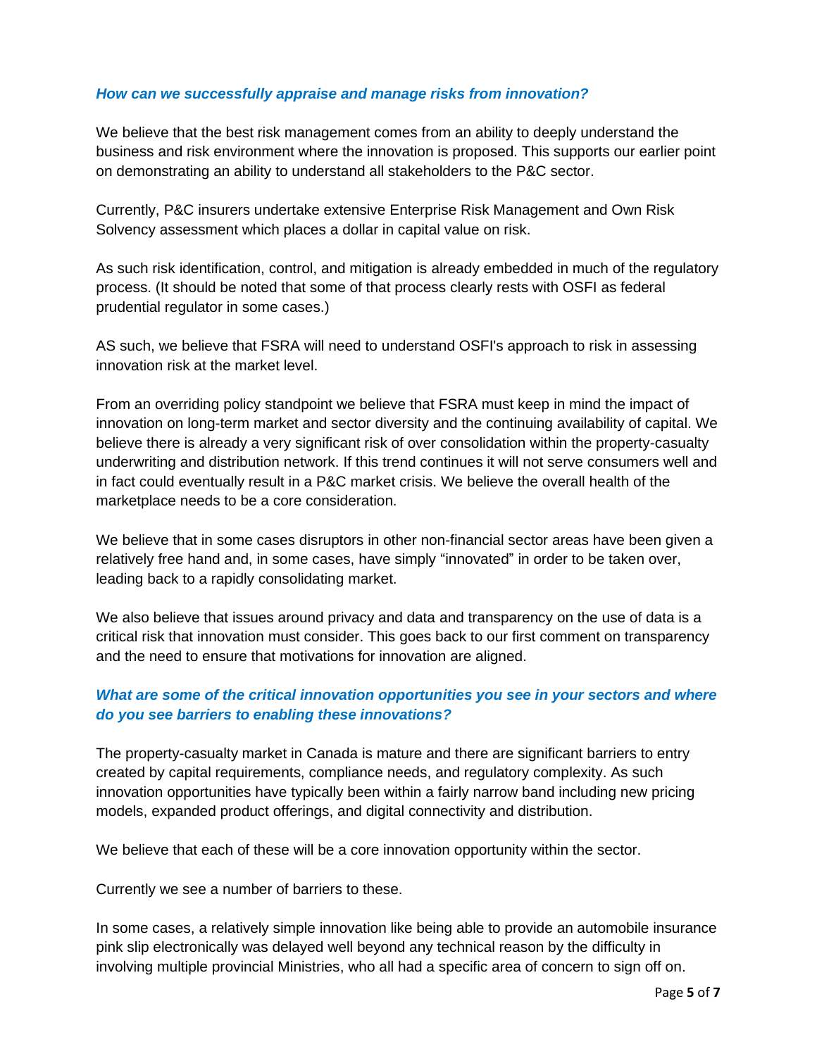### *How can we successfully appraise and manage risks from innovation?*

We believe that the best risk management comes from an ability to deeply understand the business and risk environment where the innovation is proposed. This supports our earlier point on demonstrating an ability to understand all stakeholders to the P&C sector.

Currently, P&C insurers undertake extensive Enterprise Risk Management and Own Risk Solvency assessment which places a dollar in capital value on risk.

As such risk identification, control, and mitigation is already embedded in much of the regulatory process. (It should be noted that some of that process clearly rests with OSFI as federal prudential regulator in some cases.)

AS such, we believe that FSRA will need to understand OSFI's approach to risk in assessing innovation risk at the market level.

From an overriding policy standpoint we believe that FSRA must keep in mind the impact of innovation on long-term market and sector diversity and the continuing availability of capital. We believe there is already a very significant risk of over consolidation within the property-casualty underwriting and distribution network. If this trend continues it will not serve consumers well and in fact could eventually result in a P&C market crisis. We believe the overall health of the marketplace needs to be a core consideration.

We believe that in some cases disruptors in other non-financial sector areas have been given a relatively free hand and, in some cases, have simply "innovated" in order to be taken over, leading back to a rapidly consolidating market.

We also believe that issues around privacy and data and transparency on the use of data is a critical risk that innovation must consider. This goes back to our first comment on transparency and the need to ensure that motivations for innovation are aligned.

### *What are some of the critical innovation opportunities you see in your sectors and where do you see barriers to enabling these innovations?*

The property-casualty market in Canada is mature and there are significant barriers to entry created by capital requirements, compliance needs, and regulatory complexity. As such innovation opportunities have typically been within a fairly narrow band including new pricing models, expanded product offerings, and digital connectivity and distribution.

We believe that each of these will be a core innovation opportunity within the sector.

Currently we see a number of barriers to these.

In some cases, a relatively simple innovation like being able to provide an automobile insurance pink slip electronically was delayed well beyond any technical reason by the difficulty in involving multiple provincial Ministries, who all had a specific area of concern to sign off on.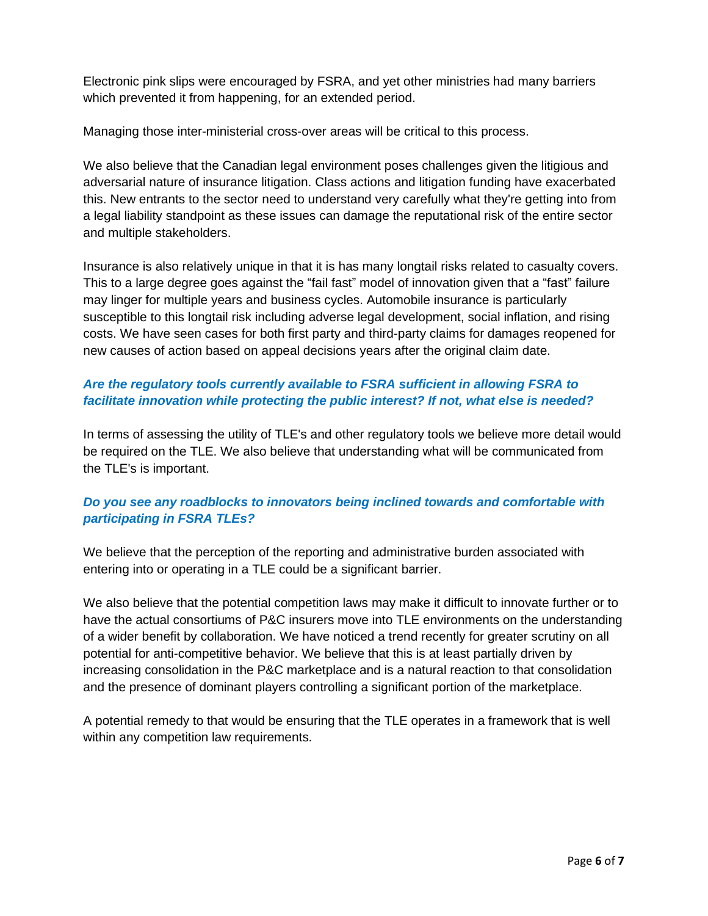Electronic pink slips were encouraged by FSRA, and yet other ministries had many barriers which prevented it from happening, for an extended period.

Managing those inter-ministerial cross-over areas will be critical to this process.

We also believe that the Canadian legal environment poses challenges given the litigious and adversarial nature of insurance litigation. Class actions and litigation funding have exacerbated this. New entrants to the sector need to understand very carefully what they're getting into from a legal liability standpoint as these issues can damage the reputational risk of the entire sector and multiple stakeholders.

Insurance is also relatively unique in that it is has many longtail risks related to casualty covers. This to a large degree goes against the "fail fast" model of innovation given that a "fast" failure may linger for multiple years and business cycles. Automobile insurance is particularly susceptible to this longtail risk including adverse legal development, social inflation, and rising costs. We have seen cases for both first party and third-party claims for damages reopened for new causes of action based on appeal decisions years after the original claim date.

***Are the regulatory tools currently available to FSRA sufficient in allowing FSRA to facilitate innovation while protecting the public interest? If not, what else is needed?***

In terms of assessing the utility of TLE's and other regulatory tools we believe more detail would be required on the TLE. We also believe that understanding what will be communicated from the TLE's is important.

***Do you see any roadblocks to innovators being inclined towards and comfortable with participating in FSRA TLEs?***

We believe that the perception of the reporting and administrative burden associated with entering into or operating in a TLE could be a significant barrier.

We also believe that the potential competition laws may make it difficult to innovate further or to have the actual consortiums of P&C insurers move into TLE environments on the understanding of a wider benefit by collaboration. We have noticed a trend recently for greater scrutiny on all potential for anti-competitive behavior. We believe that this is at least partially driven by increasing consolidation in the P&C marketplace and is a natural reaction to that consolidation and the presence of dominant players controlling a significant portion of the marketplace.

A potential remedy to that would be ensuring that the TLE operates in a framework that is well within any competition law requirements.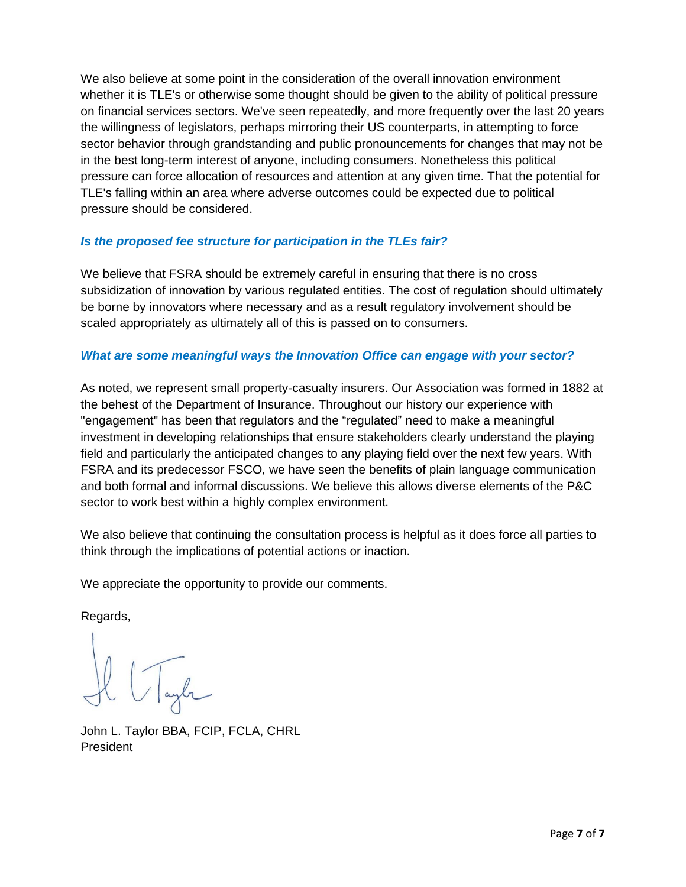We also believe at some point in the consideration of the overall innovation environment whether it is TLE's or otherwise some thought should be given to the ability of political pressure on financial services sectors. We've seen repeatedly, and more frequently over the last 20 years the willingness of legislators, perhaps mirroring their US counterparts, in attempting to force sector behavior through grandstanding and public pronouncements for changes that may not be in the best long-term interest of anyone, including consumers. Nonetheless this political pressure can force allocation of resources and attention at any given time. That the potential for TLE's falling within an area where adverse outcomes could be expected due to political pressure should be considered.

### *Is the proposed fee structure for participation in the TLEs fair?*

We believe that FSRA should be extremely careful in ensuring that there is no cross subsidization of innovation by various regulated entities. The cost of regulation should ultimately be borne by innovators where necessary and as a result regulatory involvement should be scaled appropriately as ultimately all of this is passed on to consumers.

### *What are some meaningful ways the Innovation Office can engage with your sector?*

As noted, we represent small property-casualty insurers. Our Association was formed in 1882 at the behest of the Department of Insurance. Throughout our history our experience with "engagement" has been that regulators and the "regulated" need to make a meaningful investment in developing relationships that ensure stakeholders clearly understand the playing field and particularly the anticipated changes to any playing field over the next few years. With FSRA and its predecessor FSCO, we have seen the benefits of plain language communication and both formal and informal discussions. We believe this allows diverse elements of the P&C sector to work best within a highly complex environment.

We also believe that continuing the consultation process is helpful as it does force all parties to think through the implications of potential actions or inaction.

We appreciate the opportunity to provide our comments.

Regards,

John L. Taylor BBA, FCIP, FCLA, CHRL
President